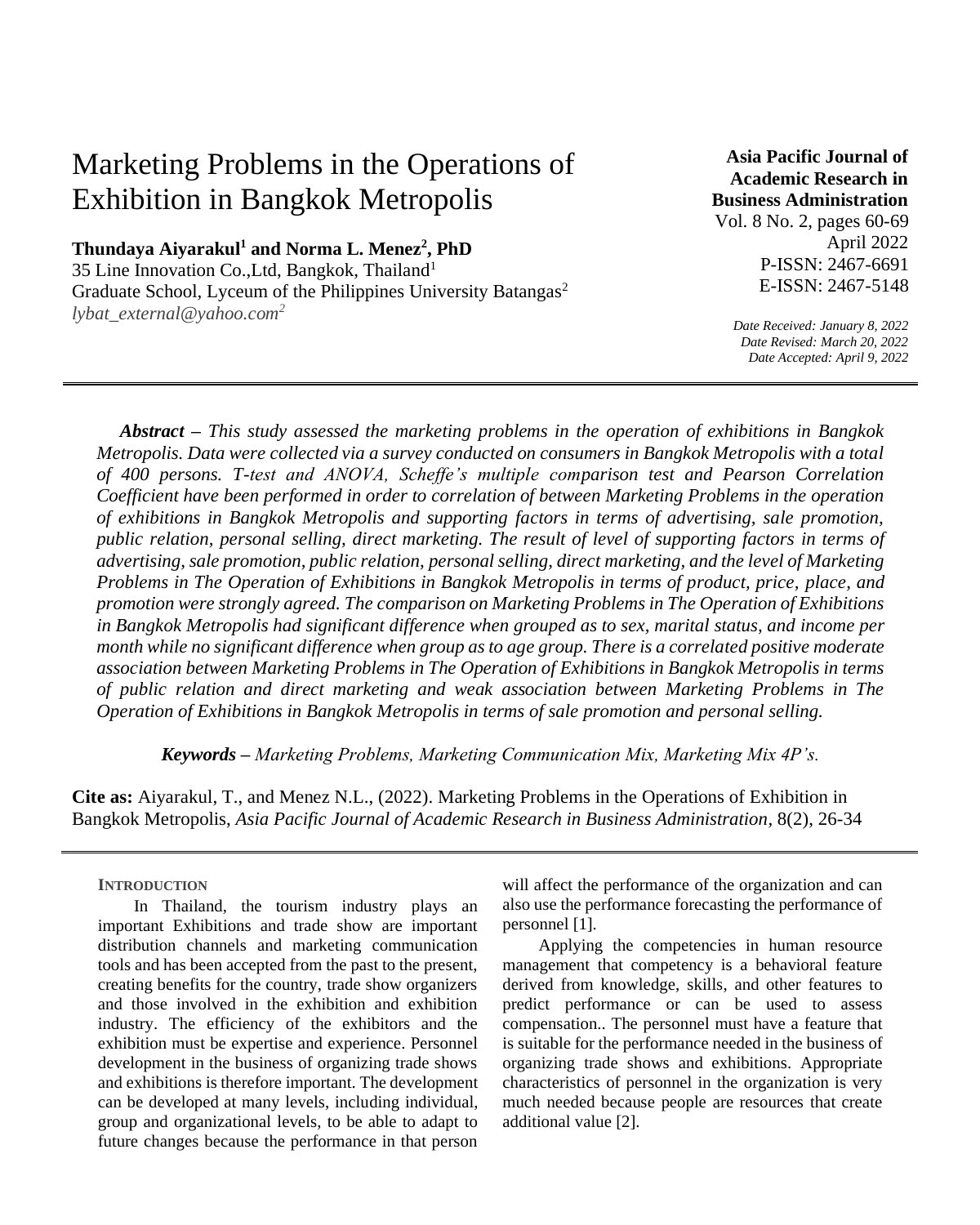# Marketing Problems in the Operations of Exhibition in Bangkok Metropolis

**Thundaya Aiyarakul[1] and Norma L. Menez[2], PhD**
35 Line Innovation Co.,Ltd, Bangkok, Thailand[1]
Graduate School, Lyceum of the Philippines University Batangas[2]
*lybat_external@yahoo.com[2]*

**Asia Pacific Journal of Academic Research in Business Administration**
Vol. 8 No. 2, pages 60-69
April 2022
P-ISSN: 2467-6691
E-ISSN: 2467-5148

*Date Received: January 8, 2022*
*Date Revised: March 20, 2022*
*Date Accepted: April 9, 2022*

***Abstract** – This study assessed the marketing problems in the operation of exhibitions in Bangkok Metropolis. Data were collected via a survey conducted on consumers in Bangkok Metropolis with a total of 400 persons. T-test and ANOVA, Scheffe's multiple comparison test and Pearson Correlation Coefficient have been performed in order to correlation of between Marketing Problems in the operation of exhibitions in Bangkok Metropolis and supporting factors in terms of advertising, sale promotion, public relation, personal selling, direct marketing. The result of level of supporting factors in terms of advertising, sale promotion, public relation, personal selling, direct marketing, and the level of Marketing Problems in The Operation of Exhibitions in Bangkok Metropolis in terms of product, price, place, and promotion were strongly agreed. The comparison on Marketing Problems in The Operation of Exhibitions in Bangkok Metropolis had significant difference when grouped as to sex, marital status, and income per month while no significant difference when group as to age group. There is a correlated positive moderate association between Marketing Problems in The Operation of Exhibitions in Bangkok Metropolis in terms of public relation and direct marketing and weak association between Marketing Problems in The Operation of Exhibitions in Bangkok Metropolis in terms of sale promotion and personal selling.*

***Keywords** – Marketing Problems, Marketing Communication Mix, Marketing Mix 4P's.*

**Cite as:** Aiyarakul, T., and Menez N.L., (2022). Marketing Problems in the Operations of Exhibition in Bangkok Metropolis, *Asia Pacific Journal of Academic Research in Business Administration,* 8(2), 26-34

## INTRODUCTION

In Thailand, the tourism industry plays an important Exhibitions and trade show are important distribution channels and marketing communication tools and has been accepted from the past to the present, creating benefits for the country, trade show organizers and those involved in the exhibition and exhibition industry. The efficiency of the exhibitors and the exhibition must be expertise and experience. Personnel development in the business of organizing trade shows and exhibitions is therefore important. The development can be developed at many levels, including individual, group and organizational levels, to be able to adapt to future changes because the performance in that person will affect the performance of the organization and can also use the performance forecasting the performance of personnel [1].

Applying the competencies in human resource management that competency is a behavioral feature derived from knowledge, skills, and other features to predict performance or can be used to assess compensation.. The personnel must have a feature that is suitable for the performance needed in the business of organizing trade shows and exhibitions. Appropriate characteristics of personnel in the organization is very much needed because people are resources that create additional value [2].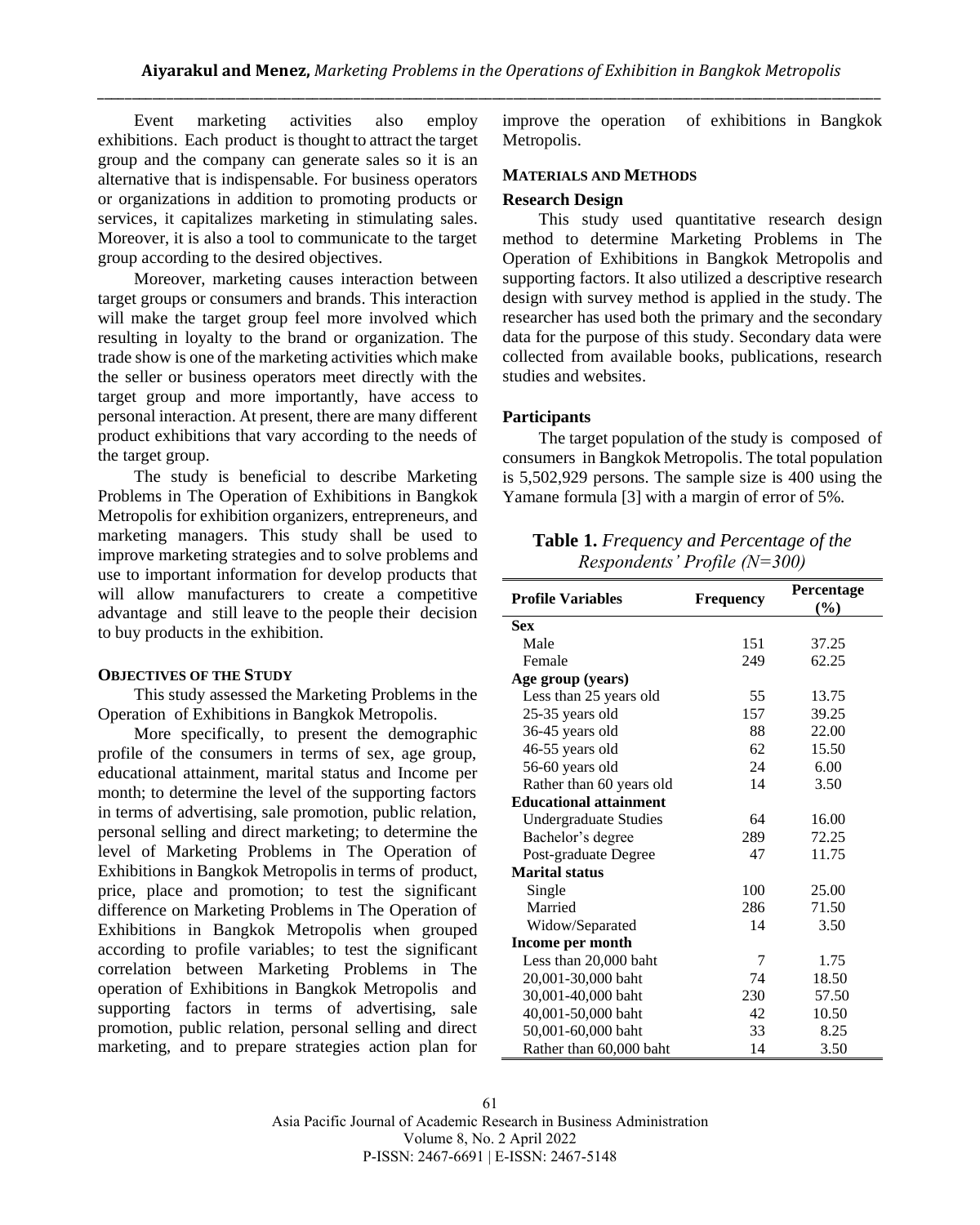Event marketing activities also employ exhibitions. Each product is thought to attract the target group and the company can generate sales so it is an alternative that is indispensable. For business operators or organizations in addition to promoting products or services, it capitalizes marketing in stimulating sales. Moreover, it is also a tool to communicate to the target group according to the desired objectives.

Moreover, marketing causes interaction between target groups or consumers and brands. This interaction will make the target group feel more involved which resulting in loyalty to the brand or organization. The trade show is one of the marketing activities which make the seller or business operators meet directly with the target group and more importantly, have access to personal interaction. At present, there are many different product exhibitions that vary according to the needs of the target group.

The study is beneficial to describe Marketing Problems in The Operation of Exhibitions in Bangkok Metropolis for exhibition organizers, entrepreneurs, and marketing managers. This study shall be used to improve marketing strategies and to solve problems and use to important information for develop products that will allow manufacturers to create a competitive advantage and still leave to the people their decision to buy products in the exhibition.

## OBJECTIVES OF THE STUDY

This study assessed the Marketing Problems in the Operation of Exhibitions in Bangkok Metropolis.

More specifically, to present the demographic profile of the consumers in terms of sex, age group, educational attainment, marital status and Income per month; to determine the level of the supporting factors in terms of advertising, sale promotion, public relation, personal selling and direct marketing; to determine the level of Marketing Problems in The Operation of Exhibitions in Bangkok Metropolis in terms of product, price, place and promotion; to test the significant difference on Marketing Problems in The Operation of Exhibitions in Bangkok Metropolis when grouped according to profile variables; to test the significant correlation between Marketing Problems in The operation of Exhibitions in Bangkok Metropolis and supporting factors in terms of advertising, sale promotion, public relation, personal selling and direct marketing, and to prepare strategies action plan for improve the operation of exhibitions in Bangkok Metropolis.

## MATERIALS AND METHODS

### Research Design

This study used quantitative research design method to determine Marketing Problems in The Operation of Exhibitions in Bangkok Metropolis and supporting factors. It also utilized a descriptive research design with survey method is applied in the study. The researcher has used both the primary and the secondary data for the purpose of this study. Secondary data were collected from available books, publications, research studies and websites.

### Participants

The target population of the study is composed of consumers in Bangkok Metropolis. The total population is 5,502,929 persons. The sample size is 400 using the Yamane formula [3] with a margin of error of 5%.

**Table 1.** *Frequency and Percentage of the Respondents' Profile (N=300)*

| Profile Variables | Frequency | Percentage (%) |
|---|---|---|
| **Sex** | | |
| Male | 151 | 37.25 |
| Female | 249 | 62.25 |
| **Age group (years)** | | |
| Less than 25 years old | 55 | 13.75 |
| 25-35 years old | 157 | 39.25 |
| 36-45 years old | 88 | 22.00 |
| 46-55 years old | 62 | 15.50 |
| 56-60 years old | 24 | 6.00 |
| Rather than 60 years old | 14 | 3.50 |
| **Educational attainment** | | |
| Undergraduate Studies | 64 | 16.00 |
| Bachelor's degree | 289 | 72.25 |
| Post-graduate Degree | 47 | 11.75 |
| **Marital status** | | |
| Single | 100 | 25.00 |
| Married | 286 | 71.50 |
| Widow/Separated | 14 | 3.50 |
| **Income per month** | | |
| Less than 20,000 baht | 7 | 1.75 |
| 20,001-30,000 baht | 74 | 18.50 |
| 30,001-40,000 baht | 230 | 57.50 |
| 40,001-50,000 baht | 42 | 10.50 |
| 50,001-60,000 baht | 33 | 8.25 |
| Rather than 60,000 baht | 14 | 3.50 |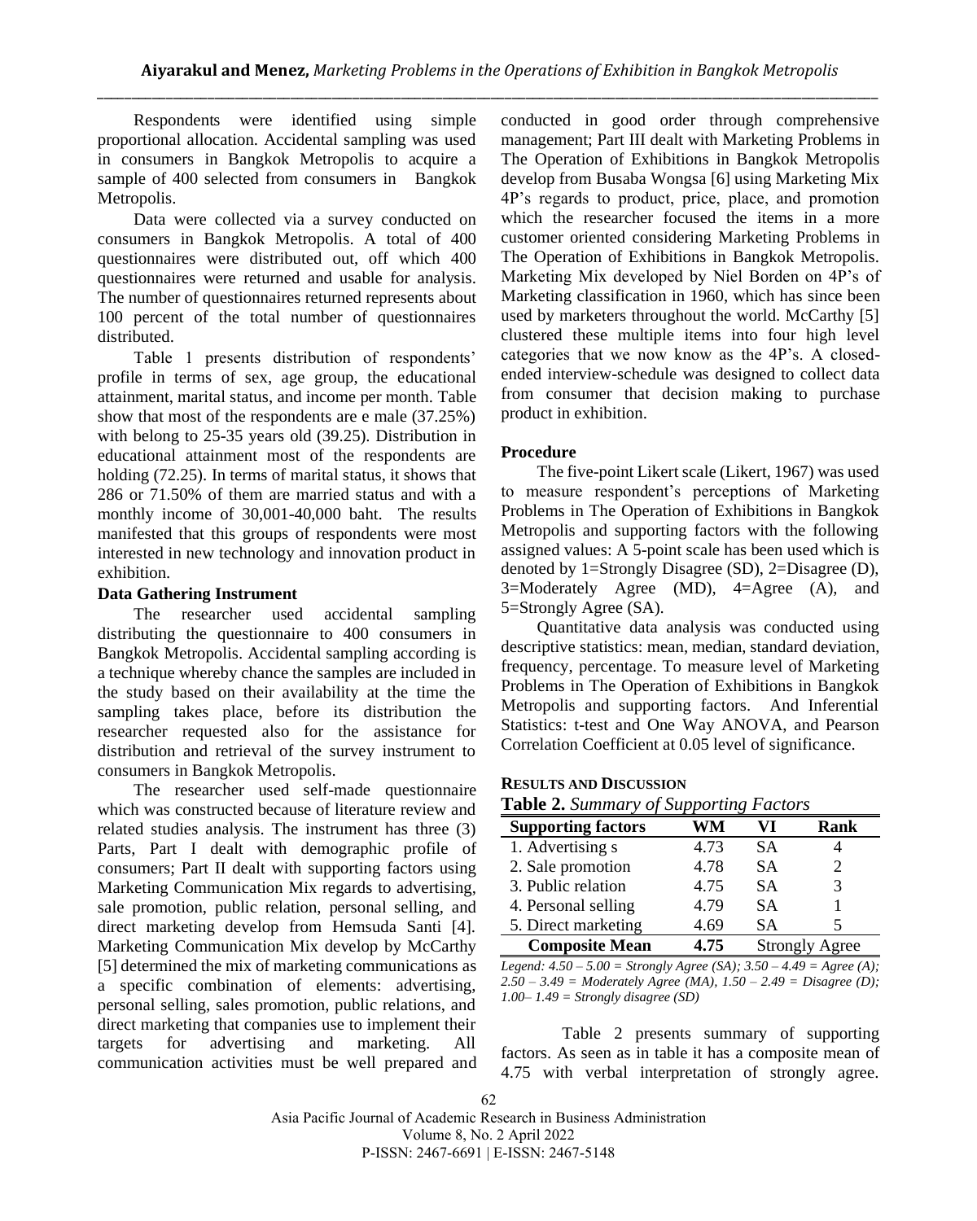Respondents were identified using simple proportional allocation. Accidental sampling was used in consumers in Bangkok Metropolis to acquire a sample of 400 selected from consumers in Bangkok Metropolis.

Data were collected via a survey conducted on consumers in Bangkok Metropolis. A total of 400 questionnaires were distributed out, off which 400 questionnaires were returned and usable for analysis. The number of questionnaires returned represents about 100 percent of the total number of questionnaires distributed.

Table 1 presents distribution of respondents' profile in terms of sex, age group, the educational attainment, marital status, and income per month. Table show that most of the respondents are e male (37.25%) with belong to 25-35 years old (39.25). Distribution in educational attainment most of the respondents are holding (72.25). In terms of marital status, it shows that 286 or 71.50% of them are married status and with a monthly income of 30,001-40,000 baht. The results manifested that this groups of respondents were most interested in new technology and innovation product in exhibition.

**Data Gathering Instrument**

The researcher used accidental sampling distributing the questionnaire to 400 consumers in Bangkok Metropolis. Accidental sampling according is a technique whereby chance the samples are included in the study based on their availability at the time the sampling takes place, before its distribution the researcher requested also for the assistance for distribution and retrieval of the survey instrument to consumers in Bangkok Metropolis.

The researcher used self-made questionnaire which was constructed because of literature review and related studies analysis. The instrument has three (3) Parts, Part I dealt with demographic profile of consumers; Part II dealt with supporting factors using Marketing Communication Mix regards to advertising, sale promotion, public relation, personal selling, and direct marketing develop from Hemsuda Santi [4]. Marketing Communication Mix develop by McCarthy [5] determined the mix of marketing communications as a specific combination of elements: advertising, personal selling, sales promotion, public relations, and direct marketing that companies use to implement their targets for advertising and marketing. All communication activities must be well prepared and conducted in good order through comprehensive management; Part III dealt with Marketing Problems in The Operation of Exhibitions in Bangkok Metropolis develop from Busaba Wongsa [6] using Marketing Mix 4P's regards to product, price, place, and promotion which the researcher focused the items in a more customer oriented considering Marketing Problems in The Operation of Exhibitions in Bangkok Metropolis. Marketing Mix developed by Niel Borden on 4P's of Marketing classification in 1960, which has since been used by marketers throughout the world. McCarthy [5] clustered these multiple items into four high level categories that we now know as the 4P's. A closed-ended interview-schedule was designed to collect data from consumer that decision making to purchase product in exhibition.

**Procedure**

The five-point Likert scale (Likert, 1967) was used to measure respondent's perceptions of Marketing Problems in The Operation of Exhibitions in Bangkok Metropolis and supporting factors with the following assigned values: A 5-point scale has been used which is denoted by 1=Strongly Disagree (SD), 2=Disagree (D), 3=Moderately Agree (MD), 4=Agree (A), and 5=Strongly Agree (SA).

Quantitative data analysis was conducted using descriptive statistics: mean, median, standard deviation, frequency, percentage. To measure level of Marketing Problems in The Operation of Exhibitions in Bangkok Metropolis and supporting factors. And Inferential Statistics: t-test and One Way ANOVA, and Pearson Correlation Coefficient at 0.05 level of significance.

## RESULTS AND DISCUSSION

**Table 2.** *Summary of Supporting Factors*

| Supporting factors | WM | VI | Rank |
|---|---|---|---|
| 1. Advertising s | 4.73 | SA | 4 |
| 2. Sale promotion | 4.78 | SA | 2 |
| 3. Public relation | 4.75 | SA | 3 |
| 4. Personal selling | 4.79 | SA | 1 |
| 5. Direct marketing | 4.69 | SA | 5 |
| **Composite Mean** | **4.75** | Strongly Agree | |

*Legend: 4.50 – 5.00 = Strongly Agree (SA); 3.50 – 4.49 = Agree (A); 2.50 – 3.49 = Moderately Agree (MA), 1.50 – 2.49 = Disagree (D); 1.00– 1.49 = Strongly disagree (SD)*

Table 2 presents summary of supporting factors. As seen as in table it has a composite mean of 4.75 with verbal interpretation of strongly agree.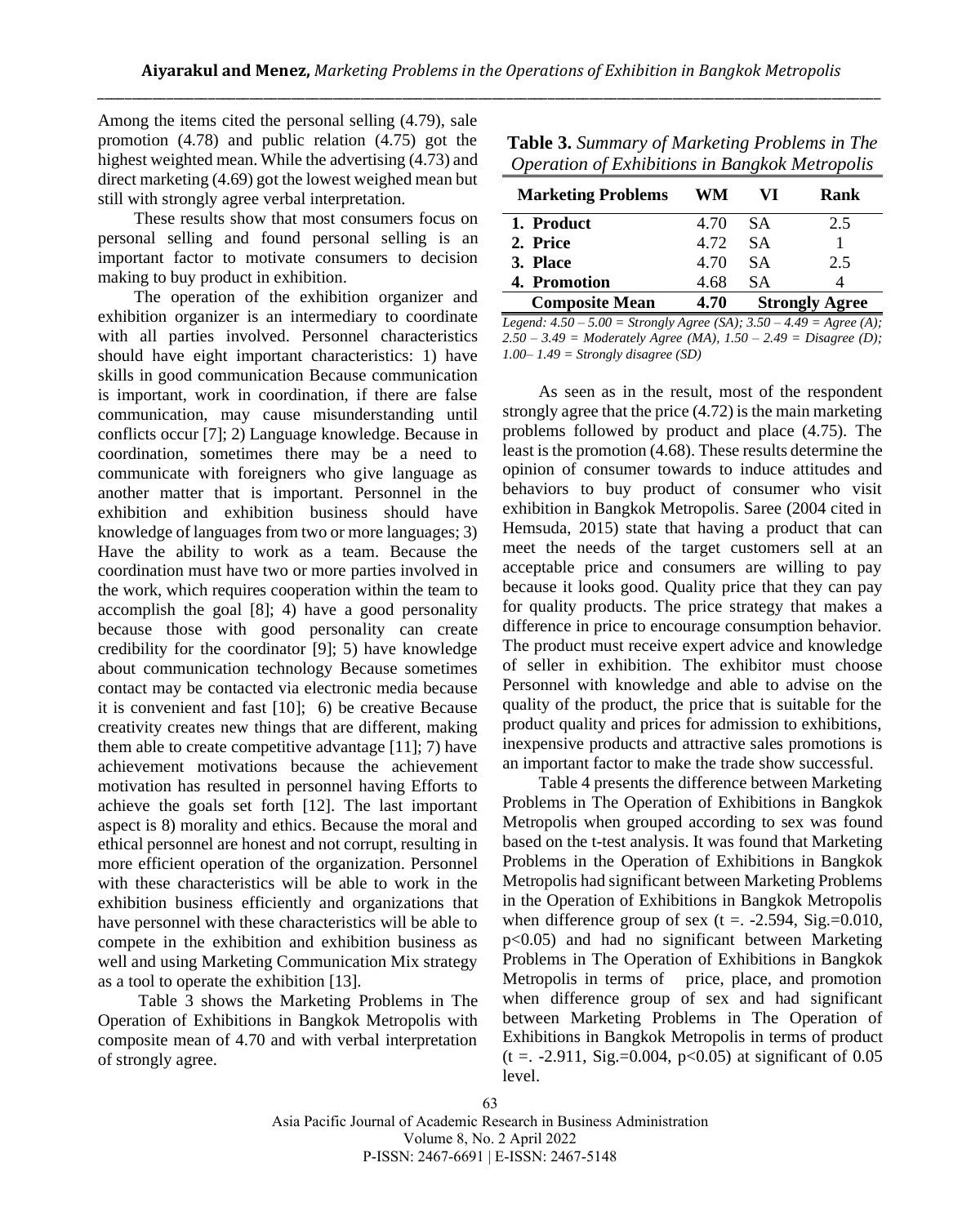Among the items cited the personal selling (4.79), sale promotion (4.78) and public relation (4.75) got the highest weighted mean. While the advertising (4.73) and direct marketing (4.69) got the lowest weighed mean but still with strongly agree verbal interpretation.

These results show that most consumers focus on personal selling and found personal selling is an important factor to motivate consumers to decision making to buy product in exhibition.

The operation of the exhibition organizer and exhibition organizer is an intermediary to coordinate with all parties involved. Personnel characteristics should have eight important characteristics: 1) have skills in good communication Because communication is important, work in coordination, if there are false communication, may cause misunderstanding until conflicts occur [7]; 2) Language knowledge. Because in coordination, sometimes there may be a need to communicate with foreigners who give language as another matter that is important. Personnel in the exhibition and exhibition business should have knowledge of languages from two or more languages; 3) Have the ability to work as a team. Because the coordination must have two or more parties involved in the work, which requires cooperation within the team to accomplish the goal [8]; 4) have a good personality because those with good personality can create credibility for the coordinator [9]; 5) have knowledge about communication technology Because sometimes contact may be contacted via electronic media because it is convenient and fast [10]; 6) be creative Because creativity creates new things that are different, making them able to create competitive advantage [11]; 7) have achievement motivations because the achievement motivation has resulted in personnel having Efforts to achieve the goals set forth [12]. The last important aspect is 8) morality and ethics. Because the moral and ethical personnel are honest and not corrupt, resulting in more efficient operation of the organization. Personnel with these characteristics will be able to work in the exhibition business efficiently and organizations that have personnel with these characteristics will be able to compete in the exhibition and exhibition business as well and using Marketing Communication Mix strategy as a tool to operate the exhibition [13].

Table 3 shows the Marketing Problems in The Operation of Exhibitions in Bangkok Metropolis with composite mean of 4.70 and with verbal interpretation of strongly agree.

**Table 3.** *Summary of Marketing Problems in The Operation of Exhibitions in Bangkok Metropolis*

| Marketing Problems | WM | VI | Rank |
|---|---|---|---|
| **1. Product** | 4.70 | SA | 2.5 |
| **2. Price** | 4.72 | SA | 1 |
| **3. Place** | 4.70 | SA | 2.5 |
| **4. Promotion** | 4.68 | SA | 4 |
| **Composite Mean** | **4.70** | **Strongly Agree** | |

*Legend: 4.50 – 5.00 = Strongly Agree (SA); 3.50 – 4.49 = Agree (A); 2.50 – 3.49 = Moderately Agree (MA), 1.50 – 2.49 = Disagree (D); 1.00– 1.49 = Strongly disagree (SD)*

As seen as in the result, most of the respondent strongly agree that the price (4.72) is the main marketing problems followed by product and place (4.75). The least is the promotion (4.68). These results determine the opinion of consumer towards to induce attitudes and behaviors to buy product of consumer who visit exhibition in Bangkok Metropolis. Saree (2004 cited in Hemsuda, 2015) state that having a product that can meet the needs of the target customers sell at an acceptable price and consumers are willing to pay because it looks good. Quality price that they can pay for quality products. The price strategy that makes a difference in price to encourage consumption behavior. The product must receive expert advice and knowledge of seller in exhibition. The exhibitor must choose Personnel with knowledge and able to advise on the quality of the product, the price that is suitable for the product quality and prices for admission to exhibitions, inexpensive products and attractive sales promotions is an important factor to make the trade show successful.

Table 4 presents the difference between Marketing Problems in The Operation of Exhibitions in Bangkok Metropolis when grouped according to sex was found based on the t-test analysis. It was found that Marketing Problems in the Operation of Exhibitions in Bangkok Metropolis had significant between Marketing Problems in the Operation of Exhibitions in Bangkok Metropolis when difference group of sex (t =. -2.594, Sig.=0.010, $p<0.05$) and had no significant between Marketing Problems in The Operation of Exhibitions in Bangkok Metropolis in terms of price, place, and promotion when difference group of sex and had significant between Marketing Problems in The Operation of Exhibitions in Bangkok Metropolis in terms of product (t =. -2.911, Sig.=0.004, $p<0.05$) at significant of 0.05 level.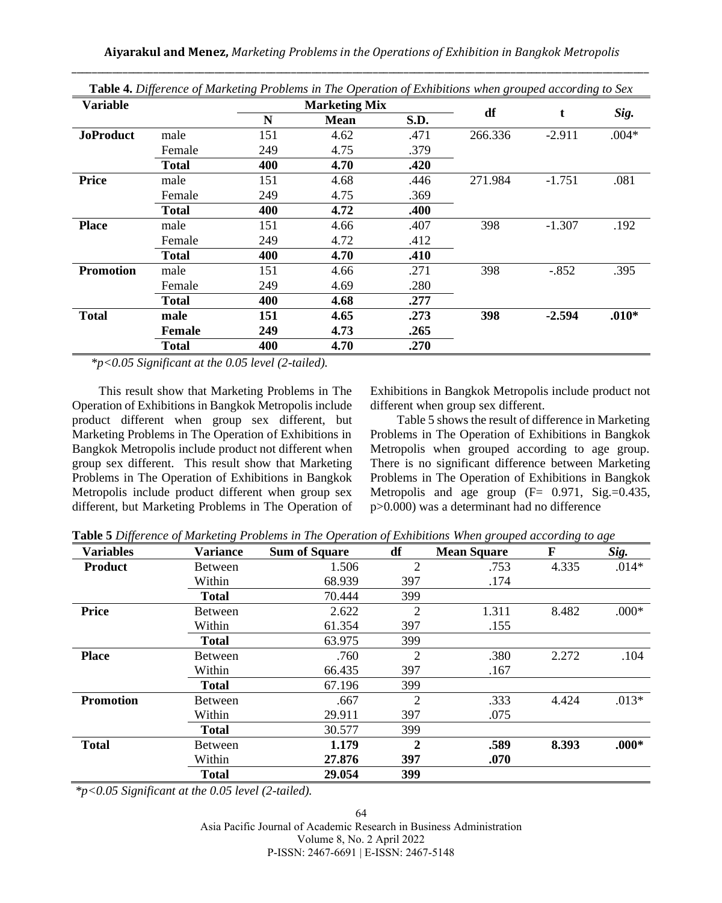**Table 4.** *Difference of Marketing Problems in The Operation of Exhibitions when grouped according to Sex*

| Variable | | Marketing Mix | | | df | t | *Sig.* |
|---|---|---|---|---|---|---|---|
| | | **N** | **Mean** | **S.D.** | | | |
| **JoProduct** | male | 151 | 4.62 | .471 | 266.336 | -2.911 | .004* |
| | Female | 249 | 4.75 | .379 | | | |
| | **Total** | **400** | **4.70** | **.420** | | | |
| **Price** | male | 151 | 4.68 | .446 | 271.984 | -1.751 | .081 |
| | Female | 249 | 4.75 | .369 | | | |
| | **Total** | **400** | **4.72** | **.400** | | | |
| **Place** | male | 151 | 4.66 | .407 | 398 | -1.307 | .192 |
| | Female | 249 | 4.72 | .412 | | | |
| | **Total** | **400** | **4.70** | **.410** | | | |
| **Promotion** | male | 151 | 4.66 | .271 | 398 | -.852 | .395 |
| | Female | 249 | 4.69 | .280 | | | |
| | **Total** | **400** | **4.68** | **.277** | | | |
| **Total** | **male** | **151** | **4.65** | **.273** | **398** | **-2.594** | **.010*** |
| | **Female** | **249** | **4.73** | **.265** | | | |
| | **Total** | **400** | **4.70** | **.270** | | | |

*\*p<0.05 Significant at the 0.05 level (2-tailed).*

This result show that Marketing Problems in The Operation of Exhibitions in Bangkok Metropolis include product different when group sex different, but Marketing Problems in The Operation of Exhibitions in Bangkok Metropolis include product not different when group sex different. This result show that Marketing Problems in The Operation of Exhibitions in Bangkok Metropolis include product different when group sex different, but Marketing Problems in The Operation of Exhibitions in Bangkok Metropolis include product not different when group sex different.

Table 5 shows the result of difference in Marketing Problems in The Operation of Exhibitions in Bangkok Metropolis when grouped according to age group. There is no significant difference between Marketing Problems in The Operation of Exhibitions in Bangkok Metropolis and age group (F= 0.971, Sig.=0.435, p>0.000) was a determinant had no difference

**Table 5** *Difference of Marketing Problems in The Operation of Exhibitions When grouped according to age*

| Variables | Variance | Sum of Square | df | Mean Square | F | *Sig.* |
|---|---|---|---|---|---|---|
| **Product** | Between | 1.506 | 2 | .753 | 4.335 | .014* |
| | Within | 68.939 | 397 | .174 | | |
| | **Total** | 70.444 | 399 | | | |
| **Price** | Between | 2.622 | 2 | 1.311 | 8.482 | .000* |
| | Within | 61.354 | 397 | .155 | | |
| | **Total** | 63.975 | 399 | | | |
| **Place** | Between | .760 | 2 | .380 | 2.272 | .104 |
| | Within | 66.435 | 397 | .167 | | |
| | **Total** | 67.196 | 399 | | | |
| **Promotion** | Between | .667 | 2 | .333 | 4.424 | .013* |
| | Within | 29.911 | 397 | .075 | | |
| | **Total** | 30.577 | 399 | | | |
| **Total** | Between | **1.179** | **2** | **.589** | **8.393** | **.000*** |
| | Within | **27.876** | **397** | **.070** | | |
| | **Total** | **29.054** | **399** | | | |

*\*p<0.05 Significant at the 0.05 level (2-tailed).*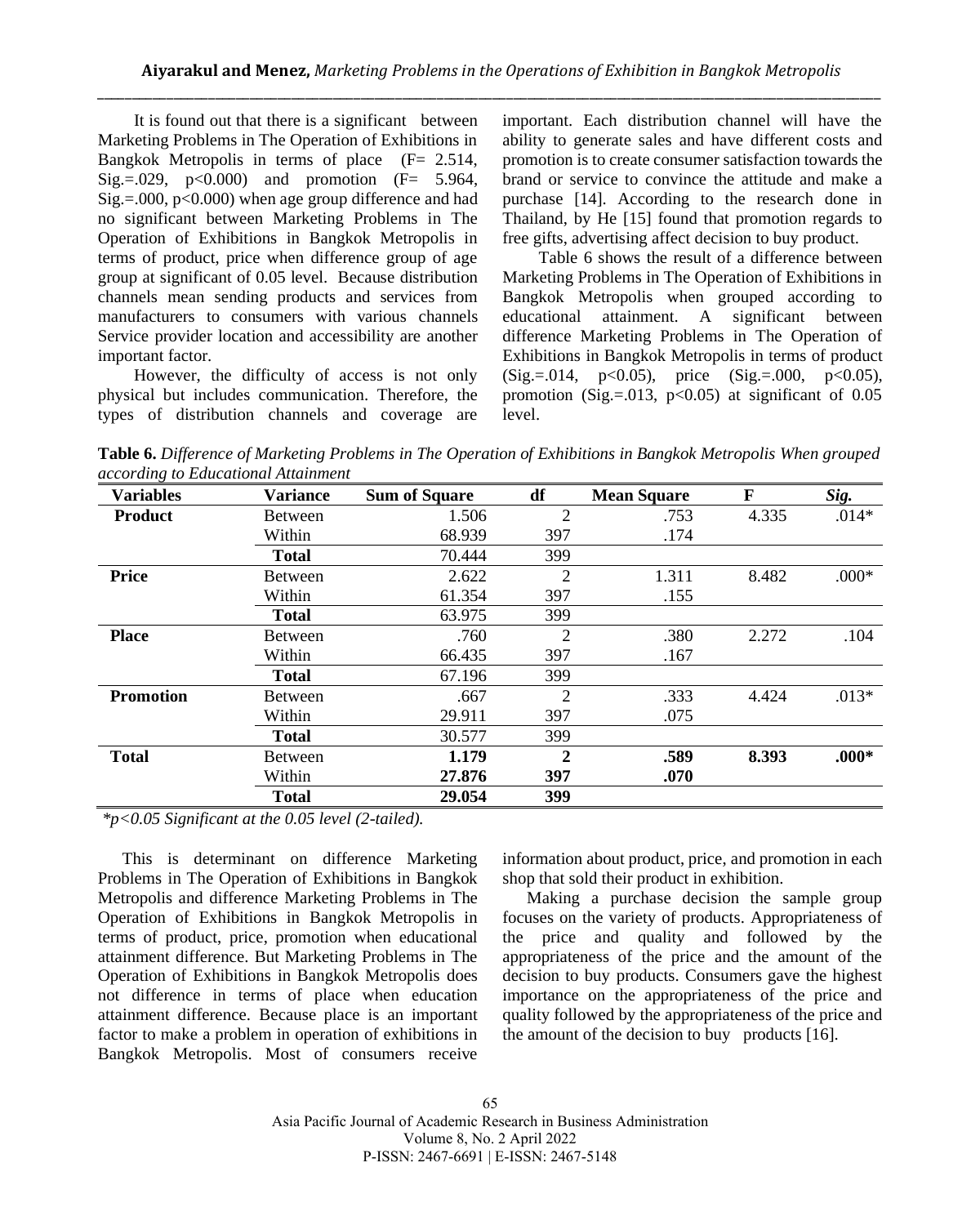It is found out that there is a significant between Marketing Problems in The Operation of Exhibitions in Bangkok Metropolis in terms of place ($F = 2.514$, Sig.=.029, $p<0.000$) and promotion ($F = 5.964$, Sig.=.000, $p<0.000$) when age group difference and had no significant between Marketing Problems in The Operation of Exhibitions in Bangkok Metropolis in terms of product, price when difference group of age group at significant of 0.05 level. Because distribution channels mean sending products and services from manufacturers to consumers with various channels Service provider location and accessibility are another important factor.

However, the difficulty of access is not only physical but includes communication. Therefore, the types of distribution channels and coverage are important. Each distribution channel will have the ability to generate sales and have different costs and promotion is to create consumer satisfaction towards the brand or service to convince the attitude and make a purchase [14]. According to the research done in Thailand, by He [15] found that promotion regards to free gifts, advertising affect decision to buy product.

Table 6 shows the result of a difference between Marketing Problems in The Operation of Exhibitions in Bangkok Metropolis when grouped according to educational attainment. A significant between difference Marketing Problems in The Operation of Exhibitions in Bangkok Metropolis in terms of product (Sig.=.014, $p<0.05$), price (Sig.=.000, $p<0.05$), promotion (Sig.=.013, $p<0.05$) at significant of 0.05 level.

**Table 6.** *Difference of Marketing Problems in The Operation of Exhibitions in Bangkok Metropolis When grouped according to Educational Attainment*

| Variables | Variance | Sum of Square | df | Mean Square | F | *Sig.* |
|---|---|---|---|---|---|---|
| **Product** | Between | 1.506 | 2 | .753 | 4.335 | .014* |
| | Within | 68.939 | 397 | .174 | | |
| | **Total** | 70.444 | 399 | | | |
| **Price** | Between | 2.622 | 2 | 1.311 | 8.482 | .000* |
| | Within | 61.354 | 397 | .155 | | |
| | **Total** | 63.975 | 399 | | | |
| **Place** | Between | .760 | 2 | .380 | 2.272 | .104 |
| | Within | 66.435 | 397 | .167 | | |
| | **Total** | 67.196 | 399 | | | |
| **Promotion** | Between | .667 | 2 | .333 | 4.424 | .013* |
| | Within | 29.911 | 397 | .075 | | |
| | **Total** | 30.577 | 399 | | | |
| **Total** | Between | **1.179** | **2** | **.589** | **8.393** | **.000*** |
| | Within | **27.876** | **397** | **.070** | | |
| | **Total** | **29.054** | **399** | | | |

*\*p<0.05 Significant at the 0.05 level (2-tailed).*

This is determinant on difference Marketing Problems in The Operation of Exhibitions in Bangkok Metropolis and difference Marketing Problems in The Operation of Exhibitions in Bangkok Metropolis in terms of product, price, promotion when educational attainment difference. But Marketing Problems in The Operation of Exhibitions in Bangkok Metropolis does not difference in terms of place when education attainment difference. Because place is an important factor to make a problem in operation of exhibitions in Bangkok Metropolis. Most of consumers receive information about product, price, and promotion in each shop that sold their product in exhibition.

Making a purchase decision the sample group focuses on the variety of products. Appropriateness of the price and quality and followed by the appropriateness of the price and the amount of the decision to buy products. Consumers gave the highest importance on the appropriateness of the price and quality followed by the appropriateness of the price and the amount of the decision to buy products [16].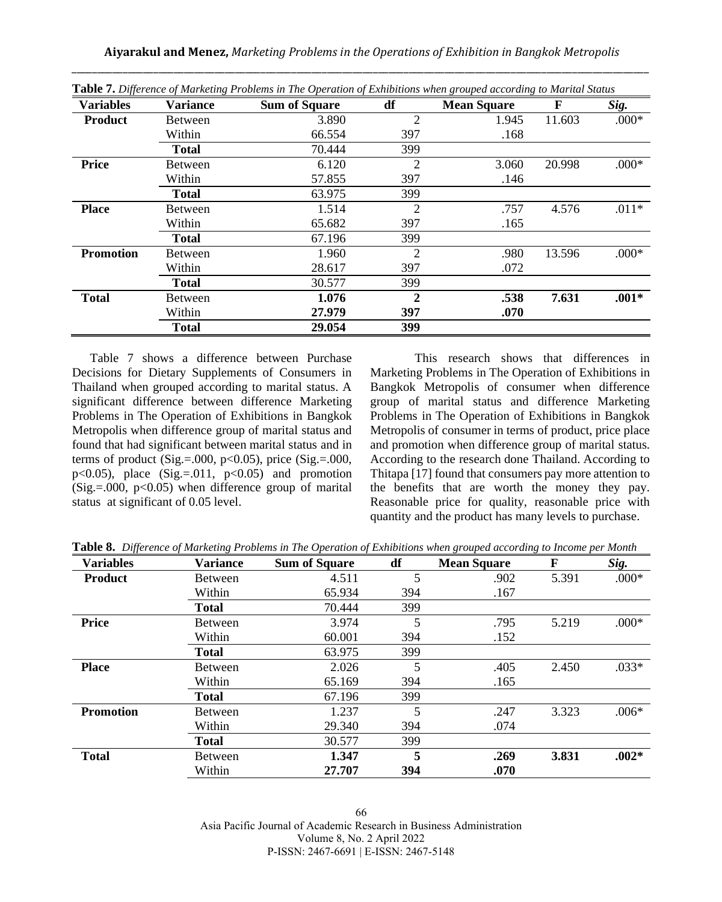**Table 7.** *Difference of Marketing Problems in The Operation of Exhibitions when grouped according to Marital Status*

| Variables | Variance | Sum of Square | df | Mean Square | F | *Sig.* |
|---|---|---|---|---|---|---|
| **Product** | Between | 3.890 | 2 | 1.945 | 11.603 | .000* |
| | Within | 66.554 | 397 | .168 | | |
| | **Total** | 70.444 | 399 | | | |
| **Price** | Between | 6.120 | 2 | 3.060 | 20.998 | .000* |
| | Within | 57.855 | 397 | .146 | | |
| | **Total** | 63.975 | 399 | | | |
| **Place** | Between | 1.514 | 2 | .757 | 4.576 | .011* |
| | Within | 65.682 | 397 | .165 | | |
| | **Total** | 67.196 | 399 | | | |
| **Promotion** | Between | 1.960 | 2 | .980 | 13.596 | .000* |
| | Within | 28.617 | 397 | .072 | | |
| | **Total** | 30.577 | 399 | | | |
| **Total** | Between | **1.076** | **2** | **.538** | **7.631** | **.001*** |
| | Within | **27.979** | **397** | **.070** | | |
| | **Total** | **29.054** | **399** | | | |

Table 7 shows a difference between Purchase Decisions for Dietary Supplements of Consumers in Thailand when grouped according to marital status. A significant difference between difference Marketing Problems in The Operation of Exhibitions in Bangkok Metropolis when difference group of marital status and found that had significant between marital status and in terms of product (Sig.=.000, $p<0.05$), price (Sig.=.000, $p<0.05$), place (Sig.=.011, $p<0.05$) and promotion (Sig.=.000, $p<0.05$) when difference group of marital status at significant of 0.05 level.

This research shows that differences in Marketing Problems in The Operation of Exhibitions in Bangkok Metropolis of consumer when difference group of marital status and difference Marketing Problems in The Operation of Exhibitions in Bangkok Metropolis of consumer in terms of product, price place and promotion when difference group of marital status. According to the research done Thailand. According to Thitapa [17] found that consumers pay more attention to the benefits that are worth the money they pay. Reasonable price for quality, reasonable price with quantity and the product has many levels to purchase.

**Table 8.** *Difference of Marketing Problems in The Operation of Exhibitions when grouped according to Income per Month*

| Variables | Variance | Sum of Square | df | Mean Square | F | *Sig.* |
|---|---|---|---|---|---|---|
| **Product** | Between | 4.511 | 5 | .902 | 5.391 | .000* |
| | Within | 65.934 | 394 | .167 | | |
| | **Total** | 70.444 | 399 | | | |
| **Price** | Between | 3.974 | 5 | .795 | 5.219 | .000* |
| | Within | 60.001 | 394 | .152 | | |
| | **Total** | 63.975 | 399 | | | |
| **Place** | Between | 2.026 | 5 | .405 | 2.450 | .033* |
| | Within | 65.169 | 394 | .165 | | |
| | **Total** | 67.196 | 399 | | | |
| **Promotion** | Between | 1.237 | 5 | .247 | 3.323 | .006* |
| | Within | 29.340 | 394 | .074 | | |
| | **Total** | 30.577 | 399 | | | |
| **Total** | Between | **1.347** | **5** | **.269** | **3.831** | **.002*** |
| | Within | **27.707** | **394** | **.070** | | |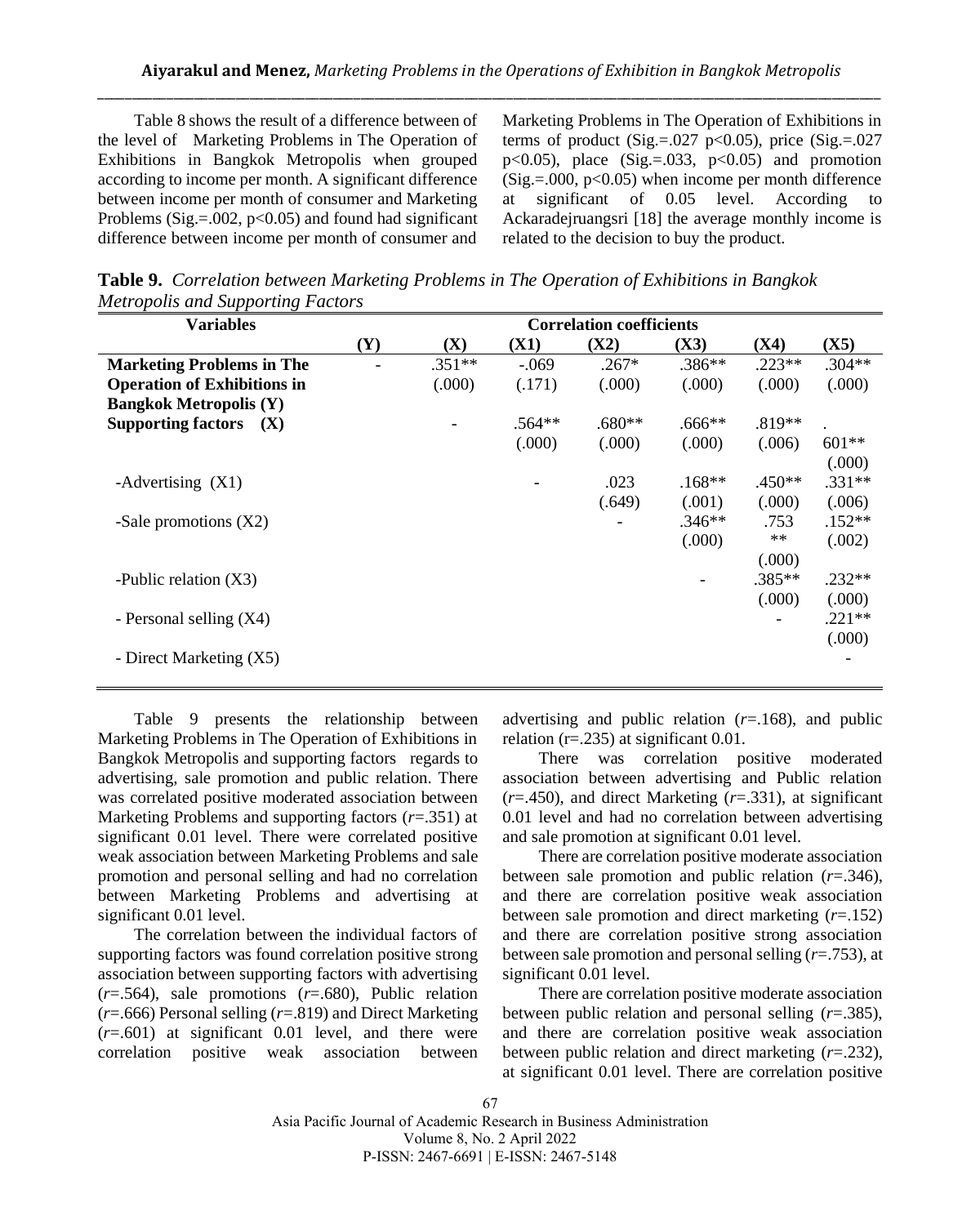Table 8 shows the result of a difference between of the level of Marketing Problems in The Operation of Exhibitions in Bangkok Metropolis when grouped according to income per month. A significant difference between income per month of consumer and Marketing Problems (Sig.=.002, p<0.05) and found had significant difference between income per month of consumer and Marketing Problems in The Operation of Exhibitions in terms of product (Sig.=.027 p<0.05), price (Sig.=.027 p<0.05), place (Sig.=.033, p<0.05) and promotion (Sig.=.000, p<0.05) when income per month difference at significant of 0.05 level. According to Ackaradejruangsri [18] the average monthly income is related to the decision to buy the product.

**Table 9.** *Correlation between Marketing Problems in The Operation of Exhibitions in Bangkok Metropolis and Supporting Factors*

| Variables | Correlation coefficients | | | | | | |
|---|---|---|---|---|---|---|---|
| | **(Y)** | **(X)** | **(X1)** | **(X2)** | **(X3)** | **(X4)** | **(X5)** |
| **Marketing Problems in The Operation of Exhibitions in Bangkok Metropolis (Y)** | - | .351** (.000) | -.069 (.171) | .267* (.000) | .386** (.000) | .223** (.000) | .304** (.000) |
| **Supporting factors (X)** | | - | .564** (.000) | .680** (.000) | .666** (.000) | .819** (.006) | .601** (.000) |
| -Advertising (X1) | | | - | .023 (.649) | .168** (.001) | .450** (.000) | .331** (.006) |
| -Sale promotions (X2) | | | | - | .346** (.000) | .753** (.000) | .152** (.002) |
| -Public relation (X3) | | | | | - | .385** (.000) | .232** (.000) |
| - Personal selling (X4) | | | | | | - | .221** (.000) |
| - Direct Marketing (X5) | | | | | | | - |

Table 9 presents the relationship between Marketing Problems in The Operation of Exhibitions in Bangkok Metropolis and supporting factors regards to advertising, sale promotion and public relation. There was correlated positive moderated association between Marketing Problems and supporting factors (*r*=.351) at significant 0.01 level. There were correlated positive weak association between Marketing Problems and sale promotion and personal selling and had no correlation between Marketing Problems and advertising at significant 0.01 level.

The correlation between the individual factors of supporting factors was found correlation positive strong association between supporting factors with advertising (*r*=.564), sale promotions (*r*=.680), Public relation (*r*=.666) Personal selling (*r*=.819) and Direct Marketing (*r*=.601) at significant 0.01 level, and there were correlation positive weak association between advertising and public relation (*r*=.168), and public relation (r=.235) at significant 0.01.

There was correlation positive moderated association between advertising and Public relation (*r*=.450), and direct Marketing (*r*=.331), at significant 0.01 level and had no correlation between advertising and sale promotion at significant 0.01 level.

There are correlation positive moderate association between sale promotion and public relation (*r*=.346), and there are correlation positive weak association between sale promotion and direct marketing (*r*=.152) and there are correlation positive strong association between sale promotion and personal selling (*r*=.753), at significant 0.01 level.

There are correlation positive moderate association between public relation and personal selling (*r*=.385), and there are correlation positive weak association between public relation and direct marketing (*r*=.232), at significant 0.01 level. There are correlation positive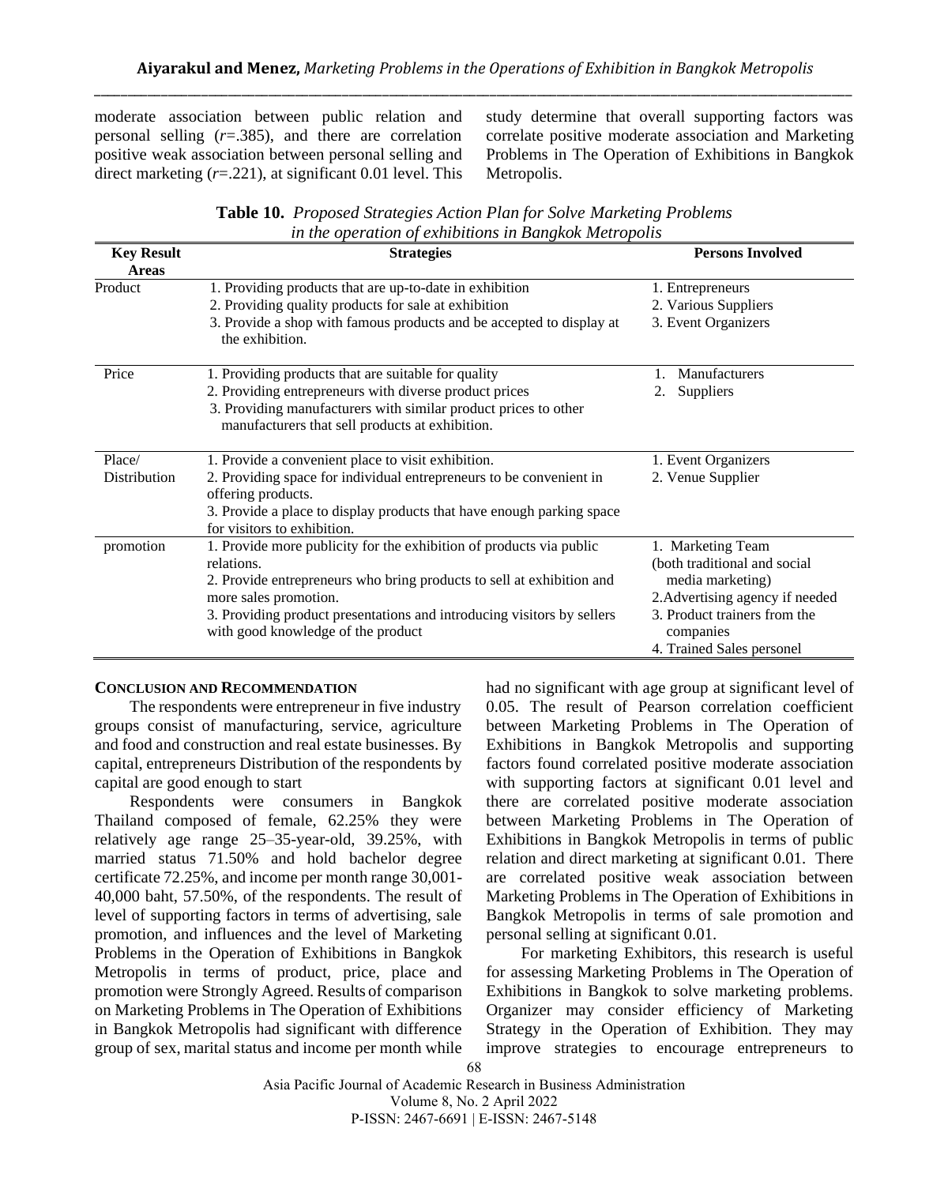moderate association between public relation and personal selling ($r$=.385), and there are correlation positive weak association between personal selling and direct marketing ($r$=.221), at significant 0.01 level. This study determine that overall supporting factors was correlate positive moderate association and Marketing Problems in The Operation of Exhibitions in Bangkok Metropolis.

**Table 10.** *Proposed Strategies Action Plan for Solve Marketing Problems in the operation of exhibitions in Bangkok Metropolis*

| Key Result Areas | Strategies | Persons Involved |
|---|---|---|
| Product | 1. Providing products that are up-to-date in exhibition<br>2. Providing quality products for sale at exhibition<br>3. Provide a shop with famous products and be accepted to display at the exhibition. | 1. Entrepreneurs<br>2. Various Suppliers<br>3. Event Organizers |
| Price | 1. Providing products that are suitable for quality<br>2. Providing entrepreneurs with diverse product prices<br>3. Providing manufacturers with similar product prices to other manufacturers that sell products at exhibition. | 1. Manufacturers<br>2. Suppliers |
| Place/ Distribution | 1. Provide a convenient place to visit exhibition.<br>2. Providing space for individual entrepreneurs to be convenient in offering products.<br>3. Provide a place to display products that have enough parking space for visitors to exhibition. | 1. Event Organizers<br>2. Venue Supplier |
| promotion | 1. Provide more publicity for the exhibition of products via public relations.<br>2. Provide entrepreneurs who bring products to sell at exhibition and more sales promotion.<br>3. Providing product presentations and introducing visitors by sellers with good knowledge of the product | 1. Marketing Team (both traditional and social media marketing)<br>2.Advertising agency if needed<br>3. Product trainers from the companies<br>4. Trained Sales personel |

## CONCLUSION AND RECOMMENDATION

The respondents were entrepreneur in five industry groups consist of manufacturing, service, agriculture and food and construction and real estate businesses. By capital, entrepreneurs Distribution of the respondents by capital are good enough to start

Respondents were consumers in Bangkok Thailand composed of female, 62.25% they were relatively age range 25–35-year-old, 39.25%, with married status 71.50% and hold bachelor degree certificate 72.25%, and income per month range 30,001-40,000 baht, 57.50%, of the respondents. The result of level of supporting factors in terms of advertising, sale promotion, and influences and the level of Marketing Problems in the Operation of Exhibitions in Bangkok Metropolis in terms of product, price, place and promotion were Strongly Agreed. Results of comparison on Marketing Problems in The Operation of Exhibitions in Bangkok Metropolis had significant with difference group of sex, marital status and income per month while had no significant with age group at significant level of 0.05. The result of Pearson correlation coefficient between Marketing Problems in The Operation of Exhibitions in Bangkok Metropolis and supporting factors found correlated positive moderate association with supporting factors at significant 0.01 level and there are correlated positive moderate association between Marketing Problems in The Operation of Exhibitions in Bangkok Metropolis in terms of public relation and direct marketing at significant 0.01. There are correlated positive weak association between Marketing Problems in The Operation of Exhibitions in Bangkok Metropolis in terms of sale promotion and personal selling at significant 0.01.

For marketing Exhibitors, this research is useful for assessing Marketing Problems in The Operation of Exhibitions in Bangkok to solve marketing problems. Organizer may consider efficiency of Marketing Strategy in the Operation of Exhibition. They may improve strategies to encourage entrepreneurs to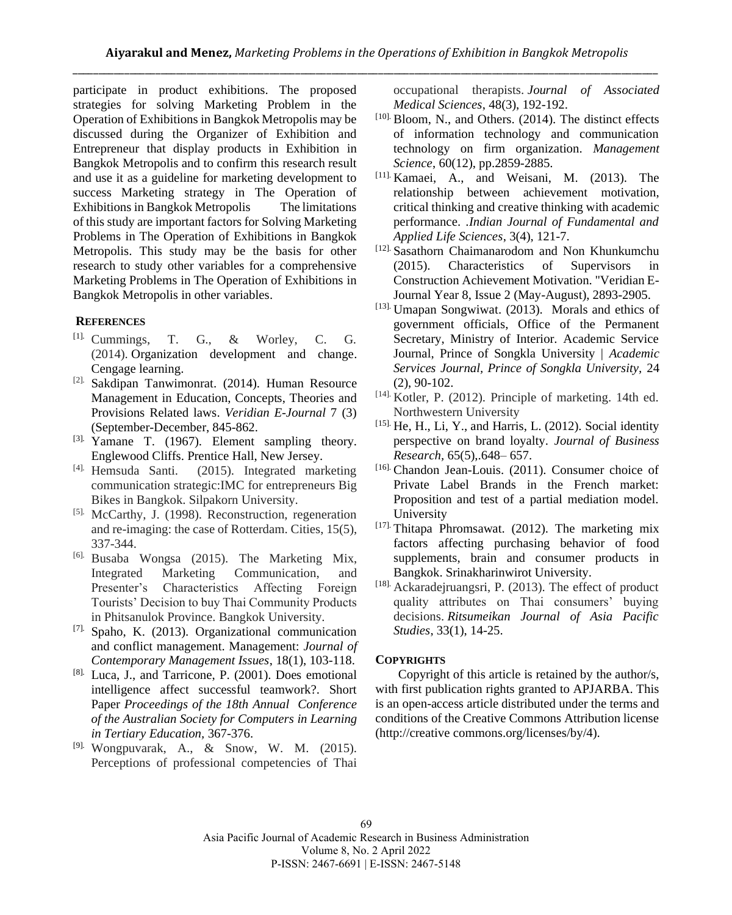participate in product exhibitions. The proposed strategies for solving Marketing Problem in the Operation of Exhibitions in Bangkok Metropolis may be discussed during the Organizer of Exhibition and Entrepreneur that display products in Exhibition in Bangkok Metropolis and to confirm this research result and use it as a guideline for marketing development to success Marketing strategy in The Operation of Exhibitions in Bangkok Metropolis  The limitations of this study are important factors for Solving Marketing Problems in The Operation of Exhibitions in Bangkok Metropolis. This study may be the basis for other research to study other variables for a comprehensive Marketing Problems in The Operation of Exhibitions in Bangkok Metropolis in other variables.

## REFERENCES

[1]. Cummings, T. G., & Worley, C. G. (2014). Organization development and change. Cengage learning.

[2]. Sakdipan Tanwimonrat. (2014). Human Resource Management in Education, Concepts, Theories and Provisions Related laws. *Veridian E-Journal* 7 (3) (September-December, 845-862.

[3]. Yamane T. (1967). Element sampling theory. Englewood Cliffs. Prentice Hall, New Jersey.

[4]. Hemsuda Santi. (2015). Integrated marketing communication strategic:IMC for entrepreneurs Big Bikes in Bangkok. Silpakorn University.

[5]. McCarthy, J. (1998). Reconstruction, regeneration and re-imaging: the case of Rotterdam. Cities, 15(5), 337-344.

[6]. Busaba Wongsa (2015). The Marketing Mix, Integrated Marketing Communication, and Presenter's Characteristics Affecting Foreign Tourists' Decision to buy Thai Community Products in Phitsanulok Province. Bangkok University.

[7]. Spaho, K. (2013). Organizational communication and conflict management. Management: *Journal of Contemporary Management Issues*, 18(1), 103-118.

[8]. Luca, J., and Tarricone, P. (2001). Does emotional intelligence affect successful teamwork?. Short Paper *Proceedings of the 18th Annual Conference of the Australian Society for Computers in Learning in Tertiary Education*, 367-376.

[9]. Wongpuvarak, A., & Snow, W. M. (2015). Perceptions of professional competencies of Thai occupational therapists. *Journal of Associated Medical Sciences*, 48(3), 192-192.

[10]. Bloom, N., and Others. (2014). The distinct effects of information technology and communication technology on firm organization. *Management Science*, 60(12), pp.2859-2885.

[11]. Kamaei, A., and Weisani, M. (2013). The relationship between achievement motivation, critical thinking and creative thinking with academic performance. .*Indian Journal of Fundamental and Applied Life Sciences*, 3(4), 121-7.

[12]. Sasathorn Chaimanarodom and Non Khunkumchu (2015). Characteristics of Supervisors in Construction Achievement Motivation. "Veridian E-Journal Year 8, Issue 2 (May-August), 2893-2905.

[13]. Umapan Songwiwat. (2013). Morals and ethics of government officials, Office of the Permanent Secretary, Ministry of Interior. Academic Service Journal, Prince of Songkla University | *Academic Services Journal, Prince of Songkla University*, 24 (2), 90-102.

[14]. Kotler, P. (2012). Principle of marketing. 14th ed. Northwestern University

[15]. He, H., Li, Y., and Harris, L. (2012). Social identity perspective on brand loyalty. *Journal of Business Research*, 65(5),.648– 657.

[16]. Chandon Jean-Louis. (2011). Consumer choice of Private Label Brands in the French market: Proposition and test of a partial mediation model. University

[17]. Thitapa Phromsawat. (2012). The marketing mix factors affecting purchasing behavior of food supplements, brain and consumer products in Bangkok. Srinakharinwirot University.

[18]. Ackaradejruangsri, P. (2013). The effect of product quality attributes on Thai consumers' buying decisions. *Ritsumeikan Journal of Asia Pacific Studies*, 33(1), 14-25.

## COPYRIGHTS

Copyright of this article is retained by the author/s, with first publication rights granted to APJARBA. This is an open-access article distributed under the terms and conditions of the Creative Commons Attribution license (http://creative commons.org/licenses/by/4).